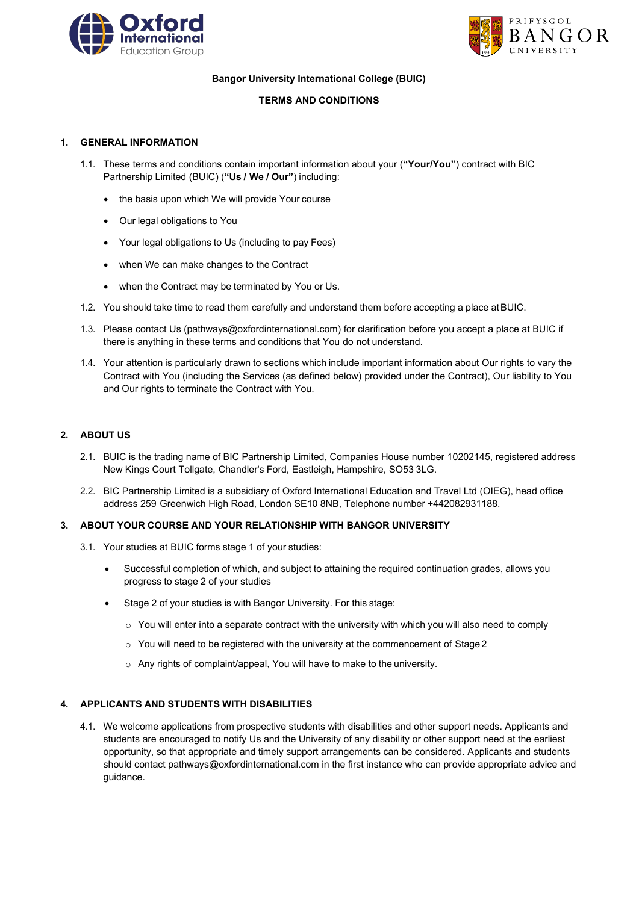**Bangor University International College (BUIC)**

**TERMS AND CONDITIONS**

## 1. GENERAL INFORMATION

1.1. These terms and conditions contain important information about your (**"Your/You"**) contract with BIC Partnership Limited (BUIC) (**"Us / We / Our"**) including:

- the basis upon which We will provide Your course
- Our legal obligations to You
- Your legal obligations to Us (including to pay Fees)
- when We can make changes to the Contract
- when the Contract may be terminated by You or Us.

1.2. You should take time to read them carefully and understand them before accepting a place at BUIC.

1.3. Please contact Us (pathways@oxfordinternational.com) for clarification before you accept a place at BUIC if there is anything in these terms and conditions that You do not understand.

1.4. Your attention is particularly drawn to sections which include important information about Our rights to vary the Contract with You (including the Services (as defined below) provided under the Contract), Our liability to You and Our rights to terminate the Contract with You.

## 2. ABOUT US

2.1. BUIC is the trading name of BIC Partnership Limited, Companies House number 10202145, registered address New Kings Court Tollgate, Chandler's Ford, Eastleigh, Hampshire, SO53 3LG.

2.2. BIC Partnership Limited is a subsidiary of Oxford International Education and Travel Ltd (OIEG), head office address 259 Greenwich High Road, London SE10 8NB, Telephone number +442082931188.

## 3. ABOUT YOUR COURSE AND YOUR RELATIONSHIP WITH BANGOR UNIVERSITY

3.1. Your studies at BUIC forms stage 1 of your studies:

- Successful completion of which, and subject to attaining the required continuation grades, allows you progress to stage 2 of your studies
- Stage 2 of your studies is with Bangor University. For this stage:
  - You will enter into a separate contract with the university with which you will also need to comply
  - You will need to be registered with the university at the commencement of Stage 2
  - Any rights of complaint/appeal, You will have to make to the university.

## 4. APPLICANTS AND STUDENTS WITH DISABILITIES

4.1. We welcome applications from prospective students with disabilities and other support needs. Applicants and students are encouraged to notify Us and the University of any disability or other support need at the earliest opportunity, so that appropriate and timely support arrangements can be considered. Applicants and students should contact pathways@oxfordinternational.com in the first instance who can provide appropriate advice and guidance.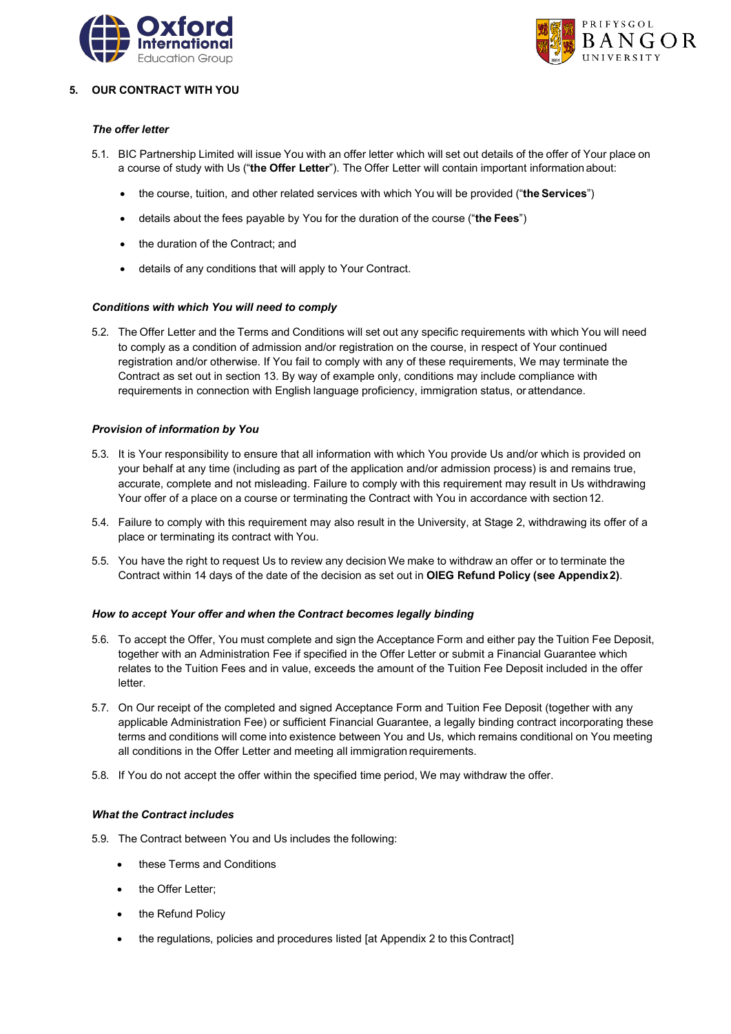## 5. OUR CONTRACT WITH YOU

***The offer letter***

5.1. BIC Partnership Limited will issue You with an offer letter which will set out details of the offer of Your place on a course of study with Us ("**the Offer Letter**"). The Offer Letter will contain important information about:

- the course, tuition, and other related services with which You will be provided ("**the Services**")
- details about the fees payable by You for the duration of the course ("**the Fees**")
- the duration of the Contract; and
- details of any conditions that will apply to Your Contract.

***Conditions with which You will need to comply***

5.2. The Offer Letter and the Terms and Conditions will set out any specific requirements with which You will need to comply as a condition of admission and/or registration on the course, in respect of Your continued registration and/or otherwise. If You fail to comply with any of these requirements, We may terminate the Contract as set out in section 13. By way of example only, conditions may include compliance with requirements in connection with English language proficiency, immigration status, or attendance.

***Provision of information by You***

5.3. It is Your responsibility to ensure that all information with which You provide Us and/or which is provided on your behalf at any time (including as part of the application and/or admission process) is and remains true, accurate, complete and not misleading. Failure to comply with this requirement may result in Us withdrawing Your offer of a place on a course or terminating the Contract with You in accordance with section 12.

5.4. Failure to comply with this requirement may also result in the University, at Stage 2, withdrawing its offer of a place or terminating its contract with You.

5.5. You have the right to request Us to review any decision We make to withdraw an offer or to terminate the Contract within 14 days of the date of the decision as set out in **OIEG Refund Policy (see Appendix 2)**.

***How to accept Your offer and when the Contract becomes legally binding***

5.6. To accept the Offer, You must complete and sign the Acceptance Form and either pay the Tuition Fee Deposit, together with an Administration Fee if specified in the Offer Letter or submit a Financial Guarantee which relates to the Tuition Fees and in value, exceeds the amount of the Tuition Fee Deposit included in the offer letter.

5.7. On Our receipt of the completed and signed Acceptance Form and Tuition Fee Deposit (together with any applicable Administration Fee) or sufficient Financial Guarantee, a legally binding contract incorporating these terms and conditions will come into existence between You and Us, which remains conditional on You meeting all conditions in the Offer Letter and meeting all immigration requirements.

5.8. If You do not accept the offer within the specified time period, We may withdraw the offer.

***What the Contract includes***

5.9. The Contract between You and Us includes the following:

- these Terms and Conditions
- the Offer Letter;
- the Refund Policy
- the regulations, policies and procedures listed [at Appendix 2 to this Contract]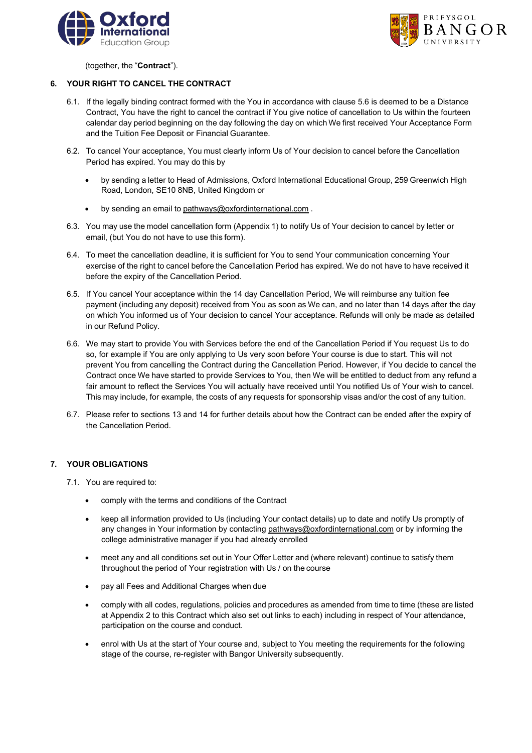(together, the "**Contract**").

## 6. YOUR RIGHT TO CANCEL THE CONTRACT

6.1. If the legally binding contract formed with the You in accordance with clause 5.6 is deemed to be a Distance Contract, You have the right to cancel the contract if You give notice of cancellation to Us within the fourteen calendar day period beginning on the day following the day on which We first received Your Acceptance Form and the Tuition Fee Deposit or Financial Guarantee.

6.2. To cancel Your acceptance, You must clearly inform Us of Your decision to cancel before the Cancellation Period has expired. You may do this by

- by sending a letter to Head of Admissions, Oxford International Educational Group, 259 Greenwich High Road, London, SE10 8NB, United Kingdom or
- by sending an email to pathways@oxfordinternational.com .

6.3. You may use the model cancellation form (Appendix 1) to notify Us of Your decision to cancel by letter or email, (but You do not have to use this form).

6.4. To meet the cancellation deadline, it is sufficient for You to send Your communication concerning Your exercise of the right to cancel before the Cancellation Period has expired. We do not have to have received it before the expiry of the Cancellation Period.

6.5. If You cancel Your acceptance within the 14 day Cancellation Period, We will reimburse any tuition fee payment (including any deposit) received from You as soon as We can, and no later than 14 days after the day on which You informed us of Your decision to cancel Your acceptance. Refunds will only be made as detailed in our Refund Policy.

6.6. We may start to provide You with Services before the end of the Cancellation Period if You request Us to do so, for example if You are only applying to Us very soon before Your course is due to start. This will not prevent You from cancelling the Contract during the Cancellation Period. However, if You decide to cancel the Contract once We have started to provide Services to You, then We will be entitled to deduct from any refund a fair amount to reflect the Services You will actually have received until You notified Us of Your wish to cancel. This may include, for example, the costs of any requests for sponsorship visas and/or the cost of any tuition.

6.7. Please refer to sections 13 and 14 for further details about how the Contract can be ended after the expiry of the Cancellation Period.

## 7. YOUR OBLIGATIONS

7.1. You are required to:

- comply with the terms and conditions of the Contract
- keep all information provided to Us (including Your contact details) up to date and notify Us promptly of any changes in Your information by contacting pathways@oxfordinternational.com or by informing the college administrative manager if you had already enrolled
- meet any and all conditions set out in Your Offer Letter and (where relevant) continue to satisfy them throughout the period of Your registration with Us / on the course
- pay all Fees and Additional Charges when due
- comply with all codes, regulations, policies and procedures as amended from time to time (these are listed at Appendix 2 to this Contract which also set out links to each) including in respect of Your attendance, participation on the course and conduct.
- enrol with Us at the start of Your course and, subject to You meeting the requirements for the following stage of the course, re-register with Bangor University subsequently.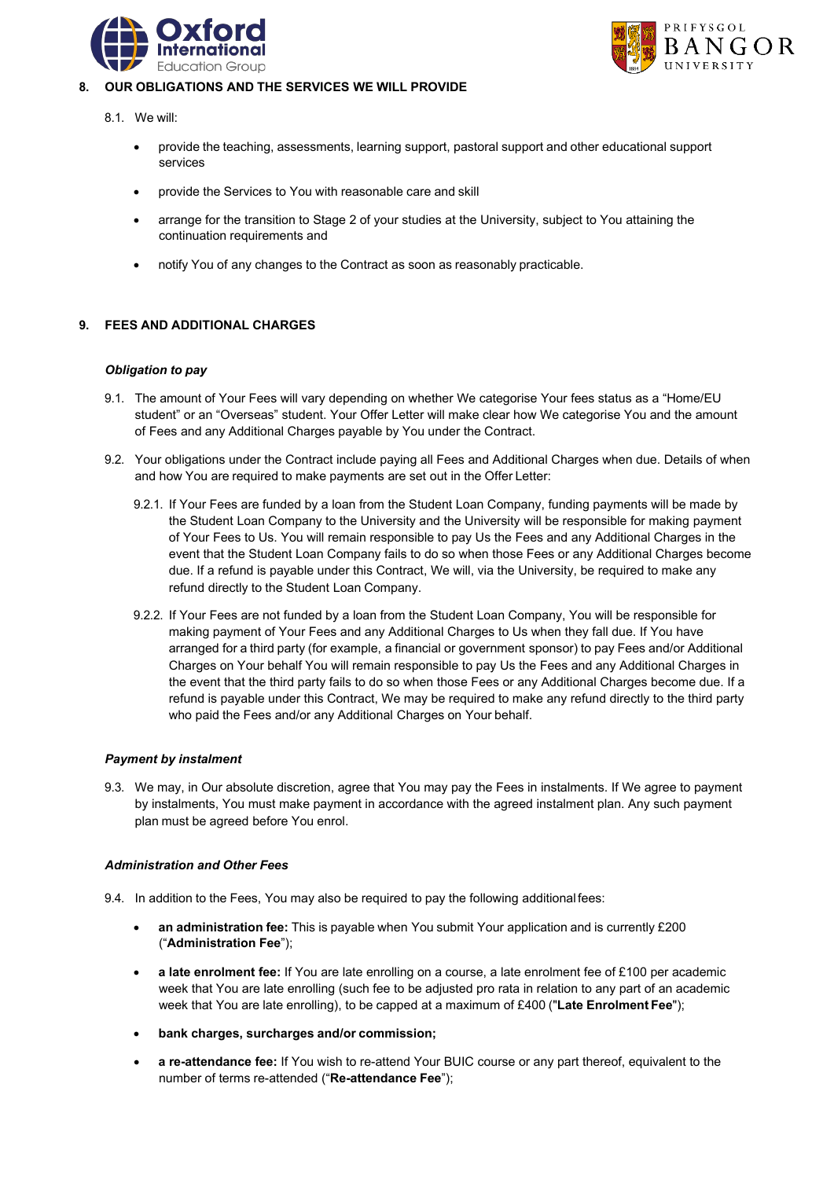## 8. OUR OBLIGATIONS AND THE SERVICES WE WILL PROVIDE

8.1. We will:

- provide the teaching, assessments, learning support, pastoral support and other educational support services
- provide the Services to You with reasonable care and skill
- arrange for the transition to Stage 2 of your studies at the University, subject to You attaining the continuation requirements and
- notify You of any changes to the Contract as soon as reasonably practicable.

## 9. FEES AND ADDITIONAL CHARGES

### *Obligation to pay*

9.1. The amount of Your Fees will vary depending on whether We categorise Your fees status as a "Home/EU student" or an "Overseas" student. Your Offer Letter will make clear how We categorise You and the amount of Fees and any Additional Charges payable by You under the Contract.

9.2. Your obligations under the Contract include paying all Fees and Additional Charges when due. Details of when and how You are required to make payments are set out in the Offer Letter:

9.2.1. If Your Fees are funded by a loan from the Student Loan Company, funding payments will be made by the Student Loan Company to the University and the University will be responsible for making payment of Your Fees to Us. You will remain responsible to pay Us the Fees and any Additional Charges in the event that the Student Loan Company fails to do so when those Fees or any Additional Charges become due. If a refund is payable under this Contract, We will, via the University, be required to make any refund directly to the Student Loan Company.

9.2.2. If Your Fees are not funded by a loan from the Student Loan Company, You will be responsible for making payment of Your Fees and any Additional Charges to Us when they fall due. If You have arranged for a third party (for example, a financial or government sponsor) to pay Fees and/or Additional Charges on Your behalf You will remain responsible to pay Us the Fees and any Additional Charges in the event that the third party fails to do so when those Fees or any Additional Charges become due. If a refund is payable under this Contract, We may be required to make any refund directly to the third party who paid the Fees and/or any Additional Charges on Your behalf.

### *Payment by instalment*

9.3. We may, in Our absolute discretion, agree that You may pay the Fees in instalments. If We agree to payment by instalments, You must make payment in accordance with the agreed instalment plan. Any such payment plan must be agreed before You enrol.

### *Administration and Other Fees*

9.4. In addition to the Fees, You may also be required to pay the following additional fees:

- **an administration fee:** This is payable when You submit Your application and is currently £200 ("**Administration Fee**");
- **a late enrolment fee:** If You are late enrolling on a course, a late enrolment fee of £100 per academic week that You are late enrolling (such fee to be adjusted pro rata in relation to any part of an academic week that You are late enrolling), to be capped at a maximum of £400 ("**Late Enrolment Fee**");
- **bank charges, surcharges and/or commission;**
- **a re-attendance fee:** If You wish to re-attend Your BUIC course or any part thereof, equivalent to the number of terms re-attended ("**Re-attendance Fee**");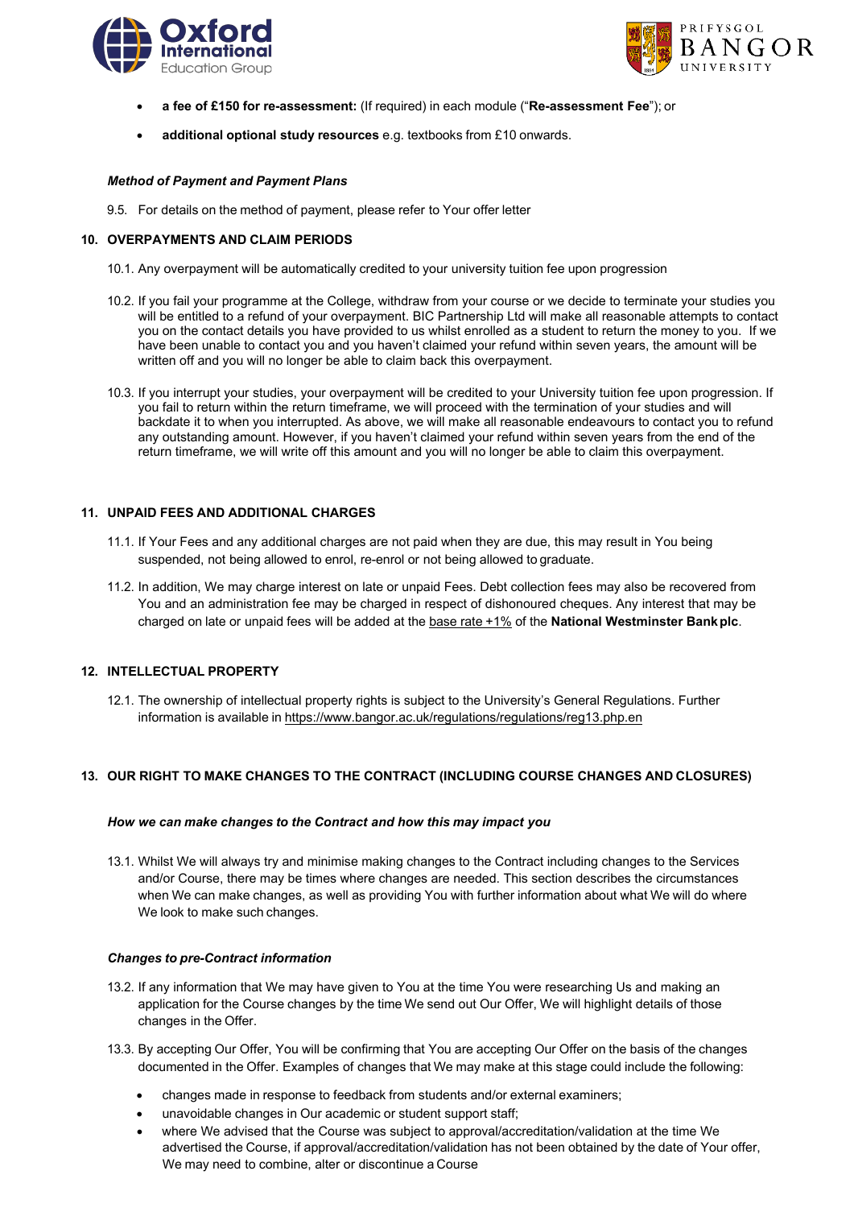- **a fee of £150 for re-assessment:** (If required) in each module ("**Re-assessment Fee**"); or
- **additional optional study resources** e.g. textbooks from £10 onwards.

***Method of Payment and Payment Plans***

9.5. For details on the method of payment, please refer to Your offer letter

## 10. OVERPAYMENTS AND CLAIM PERIODS

10.1. Any overpayment will be automatically credited to your university tuition fee upon progression

10.2. If you fail your programme at the College, withdraw from your course or we decide to terminate your studies you will be entitled to a refund of your overpayment. BIC Partnership Ltd will make all reasonable attempts to contact you on the contact details you have provided to us whilst enrolled as a student to return the money to you. If we have been unable to contact you and you haven't claimed your refund within seven years, the amount will be written off and you will no longer be able to claim back this overpayment.

10.3. If you interrupt your studies, your overpayment will be credited to your University tuition fee upon progression. If you fail to return within the return timeframe, we will proceed with the termination of your studies and will backdate it to when you interrupted. As above, we will make all reasonable endeavours to contact you to refund any outstanding amount. However, if you haven't claimed your refund within seven years from the end of the return timeframe, we will write off this amount and you will no longer be able to claim this overpayment.

## 11. UNPAID FEES AND ADDITIONAL CHARGES

11.1. If Your Fees and any additional charges are not paid when they are due, this may result in You being suspended, not being allowed to enrol, re-enrol or not being allowed to graduate.

11.2. In addition, We may charge interest on late or unpaid Fees. Debt collection fees may also be recovered from You and an administration fee may be charged in respect of dishonoured cheques. Any interest that may be charged on late or unpaid fees will be added at the base rate +1% of the **National Westminster Bank plc**.

## 12. INTELLECTUAL PROPERTY

12.1. The ownership of intellectual property rights is subject to the University's General Regulations. Further information is available in https://www.bangor.ac.uk/regulations/regulations/reg13.php.en

## 13. OUR RIGHT TO MAKE CHANGES TO THE CONTRACT (INCLUDING COURSE CHANGES AND CLOSURES)

***How we can make changes to the Contract and how this may impact you***

13.1. Whilst We will always try and minimise making changes to the Contract including changes to the Services and/or Course, there may be times where changes are needed. This section describes the circumstances when We can make changes, as well as providing You with further information about what We will do where We look to make such changes.

***Changes to pre-Contract information***

13.2. If any information that We may have given to You at the time You were researching Us and making an application for the Course changes by the time We send out Our Offer, We will highlight details of those changes in the Offer.

13.3. By accepting Our Offer, You will be confirming that You are accepting Our Offer on the basis of the changes documented in the Offer. Examples of changes that We may make at this stage could include the following:

- changes made in response to feedback from students and/or external examiners;
- unavoidable changes in Our academic or student support staff;
- where We advised that the Course was subject to approval/accreditation/validation at the time We advertised the Course, if approval/accreditation/validation has not been obtained by the date of Your offer, We may need to combine, alter or discontinue a Course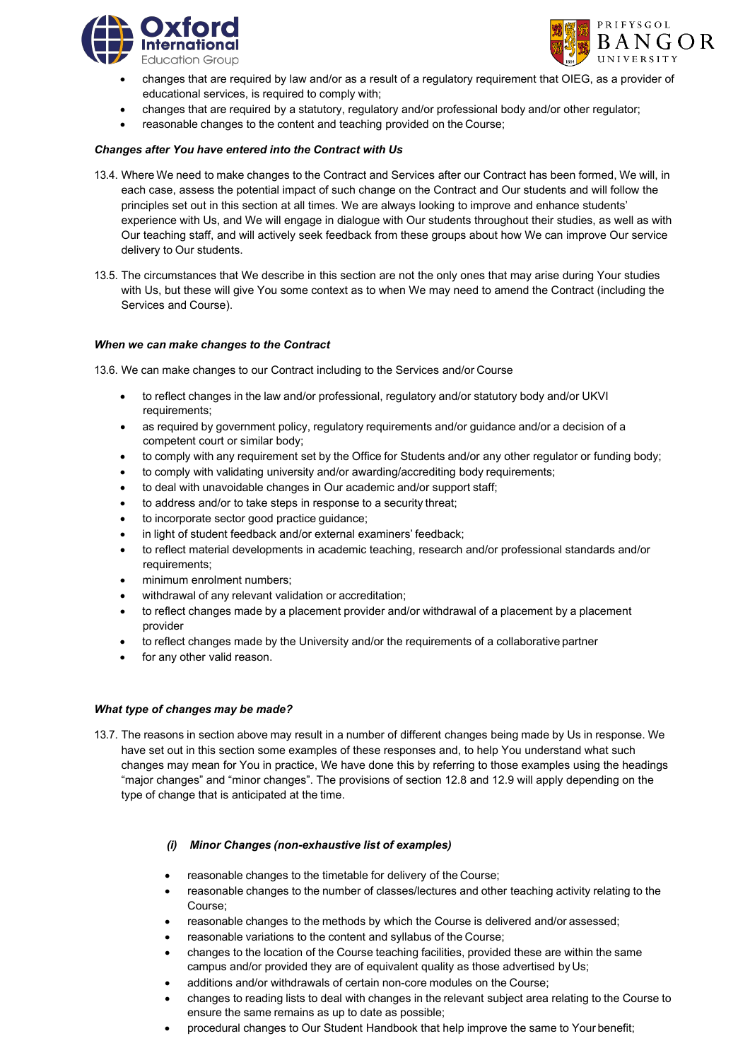- changes that are required by law and/or as a result of a regulatory requirement that OIEG, as a provider of educational services, is required to comply with;
- changes that are required by a statutory, regulatory and/or professional body and/or other regulator;
- reasonable changes to the content and teaching provided on the Course;

***Changes after You have entered into the Contract with Us***

13.4. Where We need to make changes to the Contract and Services after our Contract has been formed, We will, in each case, assess the potential impact of such change on the Contract and Our students and will follow the principles set out in this section at all times. We are always looking to improve and enhance students' experience with Us, and We will engage in dialogue with Our students throughout their studies, as well as with Our teaching staff, and will actively seek feedback from these groups about how We can improve Our service delivery to Our students.

13.5. The circumstances that We describe in this section are not the only ones that may arise during Your studies with Us, but these will give You some context as to when We may need to amend the Contract (including the Services and Course).

***When we can make changes to the Contract***

13.6. We can make changes to our Contract including to the Services and/or Course

- to reflect changes in the law and/or professional, regulatory and/or statutory body and/or UKVI requirements;
- as required by government policy, regulatory requirements and/or guidance and/or a decision of a competent court or similar body;
- to comply with any requirement set by the Office for Students and/or any other regulator or funding body;
- to comply with validating university and/or awarding/accrediting body requirements;
- to deal with unavoidable changes in Our academic and/or support staff;
- to address and/or to take steps in response to a security threat;
- to incorporate sector good practice guidance;
- in light of student feedback and/or external examiners' feedback;
- to reflect material developments in academic teaching, research and/or professional standards and/or requirements;
- minimum enrolment numbers;
- withdrawal of any relevant validation or accreditation;
- to reflect changes made by a placement provider and/or withdrawal of a placement by a placement provider
- to reflect changes made by the University and/or the requirements of a collaborative partner
- for any other valid reason.

***What type of changes may be made?***

13.7. The reasons in section above may result in a number of different changes being made by Us in response. We have set out in this section some examples of these responses and, to help You understand what such changes may mean for You in practice, We have done this by referring to those examples using the headings "major changes" and "minor changes". The provisions of section 12.8 and 12.9 will apply depending on the type of change that is anticipated at the time.

***(i) Minor Changes (non-exhaustive list of examples)***

- reasonable changes to the timetable for delivery of the Course;
- reasonable changes to the number of classes/lectures and other teaching activity relating to the Course;
- reasonable changes to the methods by which the Course is delivered and/or assessed;
- reasonable variations to the content and syllabus of the Course;
- changes to the location of the Course teaching facilities, provided these are within the same campus and/or provided they are of equivalent quality as those advertised by Us;
- additions and/or withdrawals of certain non-core modules on the Course;
- changes to reading lists to deal with changes in the relevant subject area relating to the Course to ensure the same remains as up to date as possible;
- procedural changes to Our Student Handbook that help improve the same to Your benefit;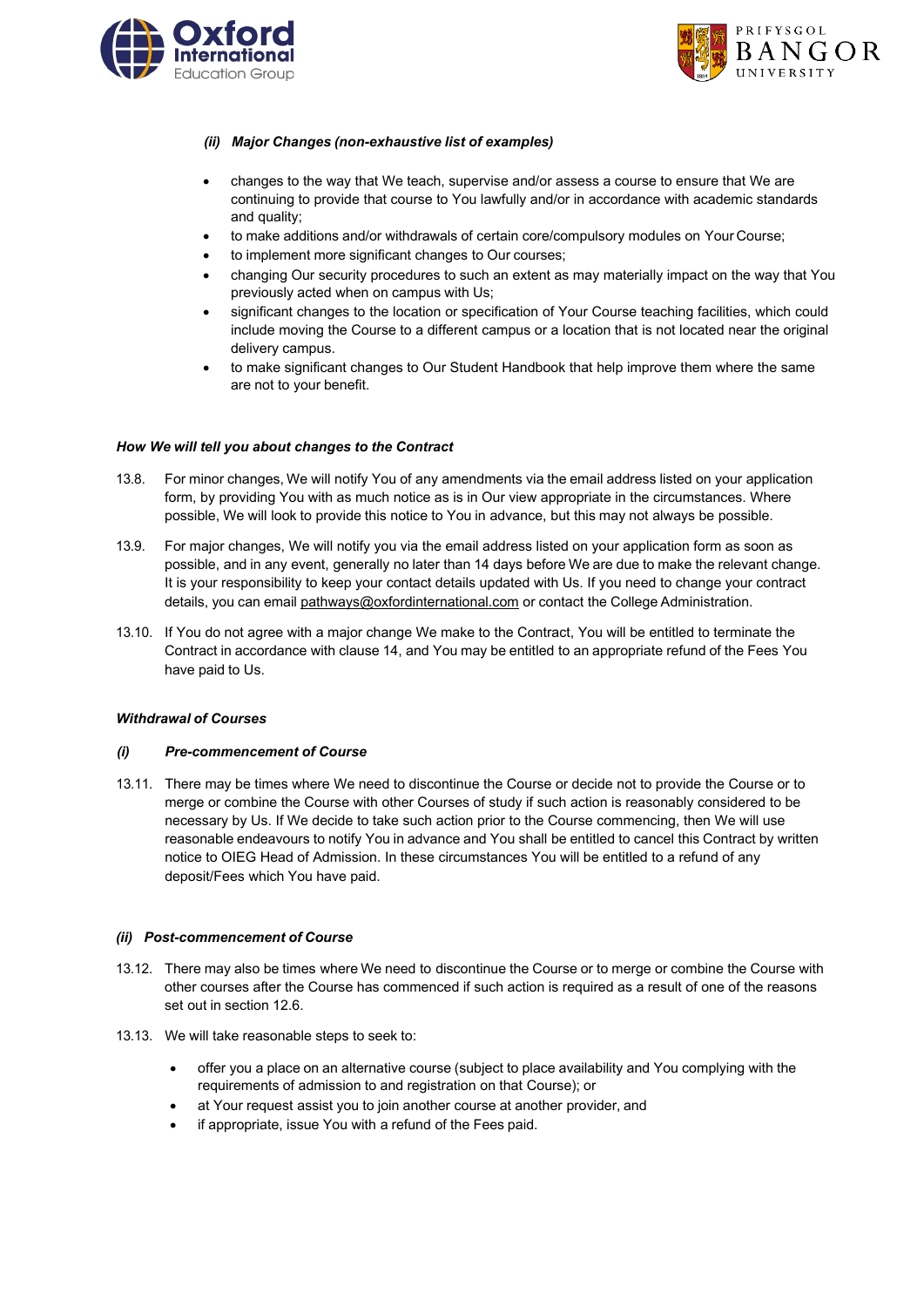***(ii) Major Changes (non-exhaustive list of examples)***

- changes to the way that We teach, supervise and/or assess a course to ensure that We are continuing to provide that course to You lawfully and/or in accordance with academic standards and quality;
- to make additions and/or withdrawals of certain core/compulsory modules on Your Course;
- to implement more significant changes to Our courses;
- changing Our security procedures to such an extent as may materially impact on the way that You previously acted when on campus with Us;
- significant changes to the location or specification of Your Course teaching facilities, which could include moving the Course to a different campus or a location that is not located near the original delivery campus.
- to make significant changes to Our Student Handbook that help improve them where the same are not to your benefit.

***How We will tell you about changes to the Contract***

13.8. For minor changes, We will notify You of any amendments via the email address listed on your application form, by providing You with as much notice as is in Our view appropriate in the circumstances. Where possible, We will look to provide this notice to You in advance, but this may not always be possible.

13.9. For major changes, We will notify you via the email address listed on your application form as soon as possible, and in any event, generally no later than 14 days before We are due to make the relevant change. It is your responsibility to keep your contact details updated with Us. If you need to change your contract details, you can email pathways@oxfordinternational.com or contact the College Administration.

13.10. If You do not agree with a major change We make to the Contract, You will be entitled to terminate the Contract in accordance with clause 14, and You may be entitled to an appropriate refund of the Fees You have paid to Us.

***Withdrawal of Courses***

***(i) Pre-commencement of Course***

13.11. There may be times where We need to discontinue the Course or decide not to provide the Course or to merge or combine the Course with other Courses of study if such action is reasonably considered to be necessary by Us. If We decide to take such action prior to the Course commencing, then We will use reasonable endeavours to notify You in advance and You shall be entitled to cancel this Contract by written notice to OIEG Head of Admission. In these circumstances You will be entitled to a refund of any deposit/Fees which You have paid.

***(ii) Post-commencement of Course***

13.12. There may also be times where We need to discontinue the Course or to merge or combine the Course with other courses after the Course has commenced if such action is required as a result of one of the reasons set out in section 12.6.

13.13. We will take reasonable steps to seek to:

- offer you a place on an alternative course (subject to place availability and You complying with the requirements of admission to and registration on that Course); or
- at Your request assist you to join another course at another provider, and
- if appropriate, issue You with a refund of the Fees paid.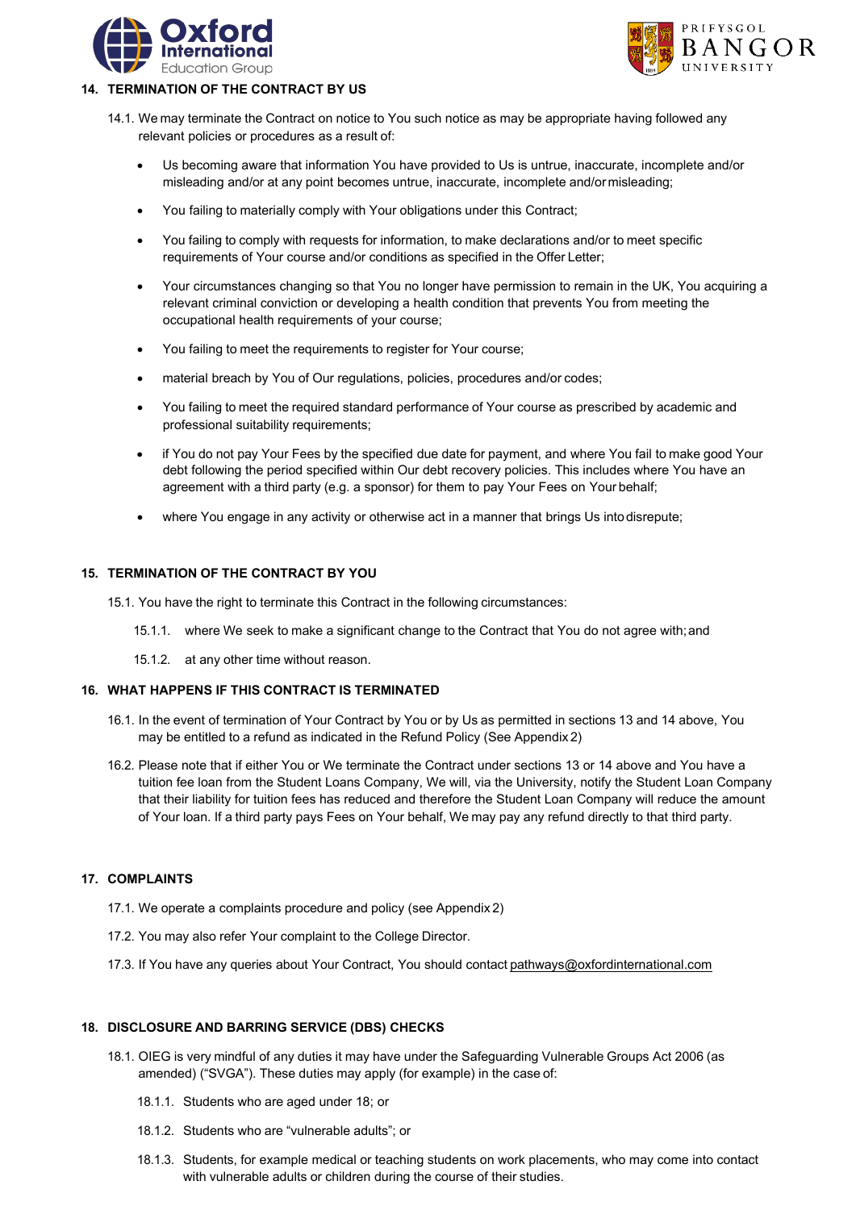## 14. TERMINATION OF THE CONTRACT BY US

14.1. We may terminate the Contract on notice to You such notice as may be appropriate having followed any relevant policies or procedures as a result of:

- Us becoming aware that information You have provided to Us is untrue, inaccurate, incomplete and/or misleading and/or at any point becomes untrue, inaccurate, incomplete and/or misleading;
- You failing to materially comply with Your obligations under this Contract;
- You failing to comply with requests for information, to make declarations and/or to meet specific requirements of Your course and/or conditions as specified in the Offer Letter;
- Your circumstances changing so that You no longer have permission to remain in the UK, You acquiring a relevant criminal conviction or developing a health condition that prevents You from meeting the occupational health requirements of your course;
- You failing to meet the requirements to register for Your course;
- material breach by You of Our regulations, policies, procedures and/or codes;
- You failing to meet the required standard performance of Your course as prescribed by academic and professional suitability requirements;
- if You do not pay Your Fees by the specified due date for payment, and where You fail to make good Your debt following the period specified within Our debt recovery policies. This includes where You have an agreement with a third party (e.g. a sponsor) for them to pay Your Fees on Your behalf;
- where You engage in any activity or otherwise act in a manner that brings Us into disrepute;

## 15. TERMINATION OF THE CONTRACT BY YOU

15.1. You have the right to terminate this Contract in the following circumstances:

15.1.1. where We seek to make a significant change to the Contract that You do not agree with; and

15.1.2. at any other time without reason.

## 16. WHAT HAPPENS IF THIS CONTRACT IS TERMINATED

16.1. In the event of termination of Your Contract by You or by Us as permitted in sections 13 and 14 above, You may be entitled to a refund as indicated in the Refund Policy (See Appendix 2)

16.2. Please note that if either You or We terminate the Contract under sections 13 or 14 above and You have a tuition fee loan from the Student Loans Company, We will, via the University, notify the Student Loan Company that their liability for tuition fees has reduced and therefore the Student Loan Company will reduce the amount of Your loan. If a third party pays Fees on Your behalf, We may pay any refund directly to that third party.

## 17. COMPLAINTS

17.1. We operate a complaints procedure and policy (see Appendix 2)

17.2. You may also refer Your complaint to the College Director.

17.3. If You have any queries about Your Contract, You should contact pathways@oxfordinternational.com

## 18. DISCLOSURE AND BARRING SERVICE (DBS) CHECKS

18.1. OIEG is very mindful of any duties it may have under the Safeguarding Vulnerable Groups Act 2006 (as amended) ("SVGA"). These duties may apply (for example) in the case of:

18.1.1. Students who are aged under 18; or

18.1.2. Students who are "vulnerable adults"; or

18.1.3. Students, for example medical or teaching students on work placements, who may come into contact with vulnerable adults or children during the course of their studies.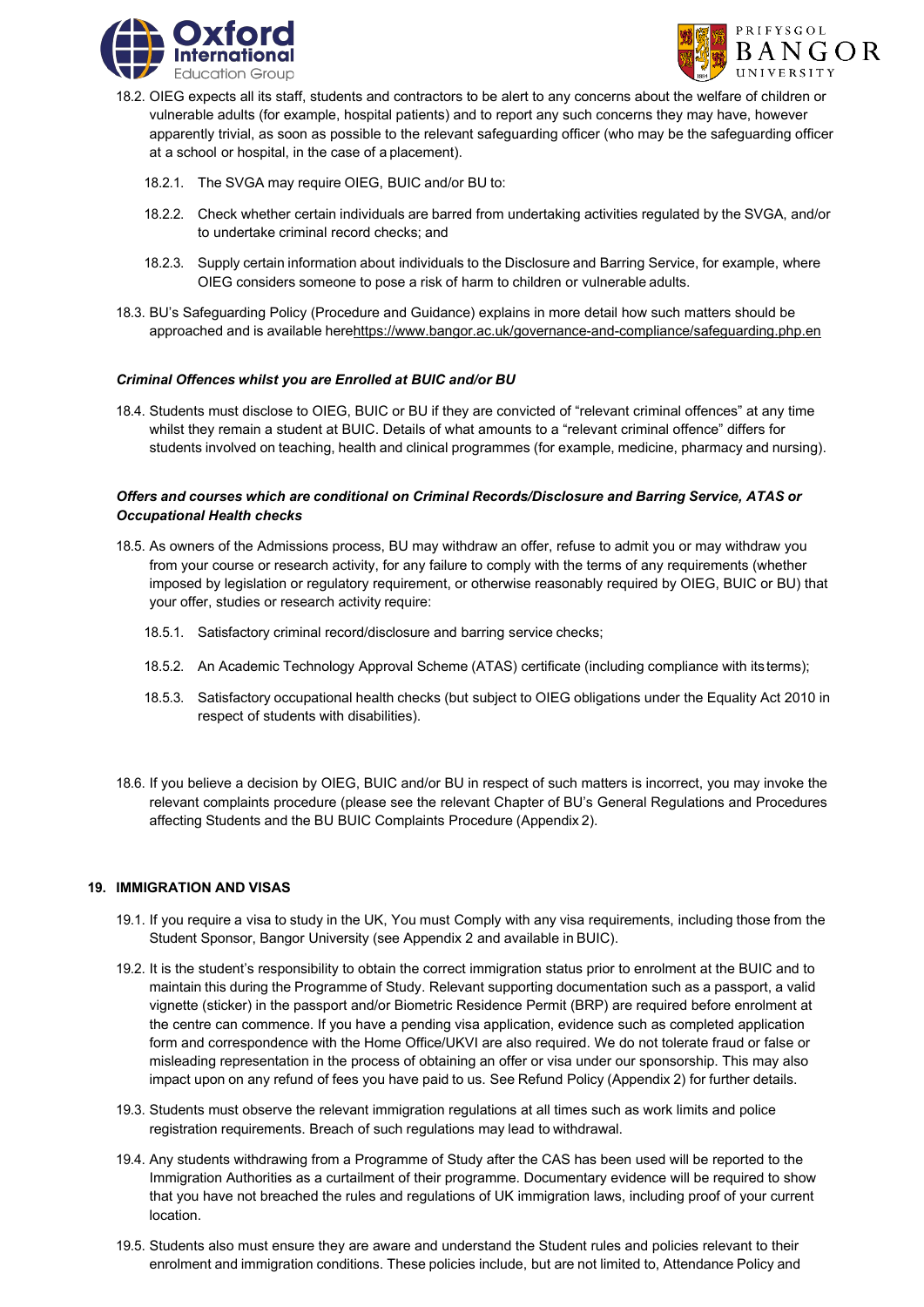18.2. OIEG expects all its staff, students and contractors to be alert to any concerns about the welfare of children or vulnerable adults (for example, hospital patients) and to report any such concerns they may have, however apparently trivial, as soon as possible to the relevant safeguarding officer (who may be the safeguarding officer at a school or hospital, in the case of a placement).

18.2.1. The SVGA may require OIEG, BUIC and/or BU to:

18.2.2. Check whether certain individuals are barred from undertaking activities regulated by the SVGA, and/or to undertake criminal record checks; and

18.2.3. Supply certain information about individuals to the Disclosure and Barring Service, for example, where OIEG considers someone to pose a risk of harm to children or vulnerable adults.

18.3. BU's Safeguarding Policy (Procedure and Guidance) explains in more detail how such matters should be approached and is available herehttps://www.bangor.ac.uk/governance-and-compliance/safeguarding.php.en

***Criminal Offences whilst you are Enrolled at BUIC and/or BU***

18.4. Students must disclose to OIEG, BUIC or BU if they are convicted of "relevant criminal offences" at any time whilst they remain a student at BUIC. Details of what amounts to a "relevant criminal offence" differs for students involved on teaching, health and clinical programmes (for example, medicine, pharmacy and nursing).

***Offers and courses which are conditional on Criminal Records/Disclosure and Barring Service, ATAS or Occupational Health checks***

18.5. As owners of the Admissions process, BU may withdraw an offer, refuse to admit you or may withdraw you from your course or research activity, for any failure to comply with the terms of any requirements (whether imposed by legislation or regulatory requirement, or otherwise reasonably required by OIEG, BUIC or BU) that your offer, studies or research activity require:

18.5.1. Satisfactory criminal record/disclosure and barring service checks;

18.5.2. An Academic Technology Approval Scheme (ATAS) certificate (including compliance with its terms);

18.5.3. Satisfactory occupational health checks (but subject to OIEG obligations under the Equality Act 2010 in respect of students with disabilities).

18.6. If you believe a decision by OIEG, BUIC and/or BU in respect of such matters is incorrect, you may invoke the relevant complaints procedure (please see the relevant Chapter of BU's General Regulations and Procedures affecting Students and the BU BUIC Complaints Procedure (Appendix 2).

## 19. IMMIGRATION AND VISAS

19.1. If you require a visa to study in the UK, You must Comply with any visa requirements, including those from the Student Sponsor, Bangor University (see Appendix 2 and available in BUIC).

19.2. It is the student's responsibility to obtain the correct immigration status prior to enrolment at the BUIC and to maintain this during the Programme of Study. Relevant supporting documentation such as a passport, a valid vignette (sticker) in the passport and/or Biometric Residence Permit (BRP) are required before enrolment at the centre can commence. If you have a pending visa application, evidence such as completed application form and correspondence with the Home Office/UKVI are also required. We do not tolerate fraud or false or misleading representation in the process of obtaining an offer or visa under our sponsorship. This may also impact upon on any refund of fees you have paid to us. See Refund Policy (Appendix 2) for further details.

19.3. Students must observe the relevant immigration regulations at all times such as work limits and police registration requirements. Breach of such regulations may lead to withdrawal.

19.4. Any students withdrawing from a Programme of Study after the CAS has been used will be reported to the Immigration Authorities as a curtailment of their programme. Documentary evidence will be required to show that you have not breached the rules and regulations of UK immigration laws, including proof of your current location.

19.5. Students also must ensure they are aware and understand the Student rules and policies relevant to their enrolment and immigration conditions. These policies include, but are not limited to, Attendance Policy and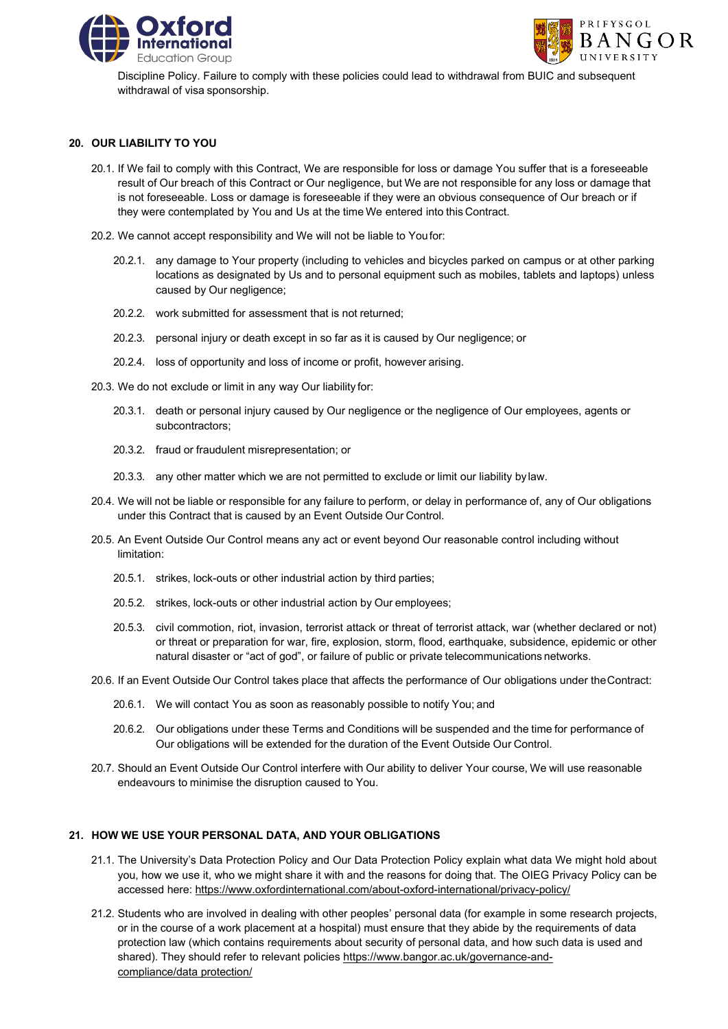Discipline Policy. Failure to comply with these policies could lead to withdrawal from BUIC and subsequent withdrawal of visa sponsorship.

## 20. OUR LIABILITY TO YOU

20.1. If We fail to comply with this Contract, We are responsible for loss or damage You suffer that is a foreseeable result of Our breach of this Contract or Our negligence, but We are not responsible for any loss or damage that is not foreseeable. Loss or damage is foreseeable if they were an obvious consequence of Our breach or if they were contemplated by You and Us at the time We entered into this Contract.

20.2. We cannot accept responsibility and We will not be liable to You for:

20.2.1. any damage to Your property (including to vehicles and bicycles parked on campus or at other parking locations as designated by Us and to personal equipment such as mobiles, tablets and laptops) unless caused by Our negligence;

20.2.2. work submitted for assessment that is not returned;

20.2.3. personal injury or death except in so far as it is caused by Our negligence; or

20.2.4. loss of opportunity and loss of income or profit, however arising.

20.3. We do not exclude or limit in any way Our liability for:

20.3.1. death or personal injury caused by Our negligence or the negligence of Our employees, agents or subcontractors;

20.3.2. fraud or fraudulent misrepresentation; or

20.3.3. any other matter which we are not permitted to exclude or limit our liability by law.

20.4. We will not be liable or responsible for any failure to perform, or delay in performance of, any of Our obligations under this Contract that is caused by an Event Outside Our Control.

20.5. An Event Outside Our Control means any act or event beyond Our reasonable control including without limitation:

20.5.1. strikes, lock-outs or other industrial action by third parties;

20.5.2. strikes, lock-outs or other industrial action by Our employees;

20.5.3. civil commotion, riot, invasion, terrorist attack or threat of terrorist attack, war (whether declared or not) or threat or preparation for war, fire, explosion, storm, flood, earthquake, subsidence, epidemic or other natural disaster or "act of god", or failure of public or private telecommunications networks.

20.6. If an Event Outside Our Control takes place that affects the performance of Our obligations under the Contract:

20.6.1. We will contact You as soon as reasonably possible to notify You; and

20.6.2. Our obligations under these Terms and Conditions will be suspended and the time for performance of Our obligations will be extended for the duration of the Event Outside Our Control.

20.7. Should an Event Outside Our Control interfere with Our ability to deliver Your course, We will use reasonable endeavours to minimise the disruption caused to You.

## 21. HOW WE USE YOUR PERSONAL DATA, AND YOUR OBLIGATIONS

21.1. The University's Data Protection Policy and Our Data Protection Policy explain what data We might hold about you, how we use it, who we might share it with and the reasons for doing that. The OIEG Privacy Policy can be accessed here: https://www.oxfordinternational.com/about-oxford-international/privacy-policy/

21.2. Students who are involved in dealing with other peoples' personal data (for example in some research projects, or in the course of a work placement at a hospital) must ensure that they abide by the requirements of data protection law (which contains requirements about security of personal data, and how such data is used and shared). They should refer to relevant policies https://www.bangor.ac.uk/governance-and-compliance/data protection/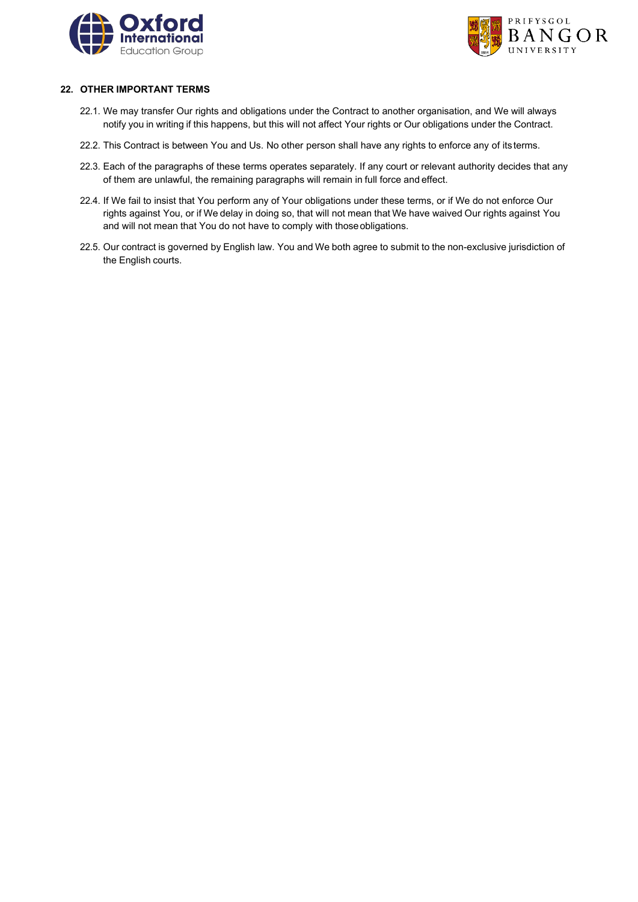## 22. OTHER IMPORTANT TERMS

22.1. We may transfer Our rights and obligations under the Contract to another organisation, and We will always notify you in writing if this happens, but this will not affect Your rights or Our obligations under the Contract.

22.2. This Contract is between You and Us. No other person shall have any rights to enforce any of its terms.

22.3. Each of the paragraphs of these terms operates separately. If any court or relevant authority decides that any of them are unlawful, the remaining paragraphs will remain in full force and effect.

22.4. If We fail to insist that You perform any of Your obligations under these terms, or if We do not enforce Our rights against You, or if We delay in doing so, that will not mean that We have waived Our rights against You and will not mean that You do not have to comply with those obligations.

22.5. Our contract is governed by English law. You and We both agree to submit to the non-exclusive jurisdiction of the English courts.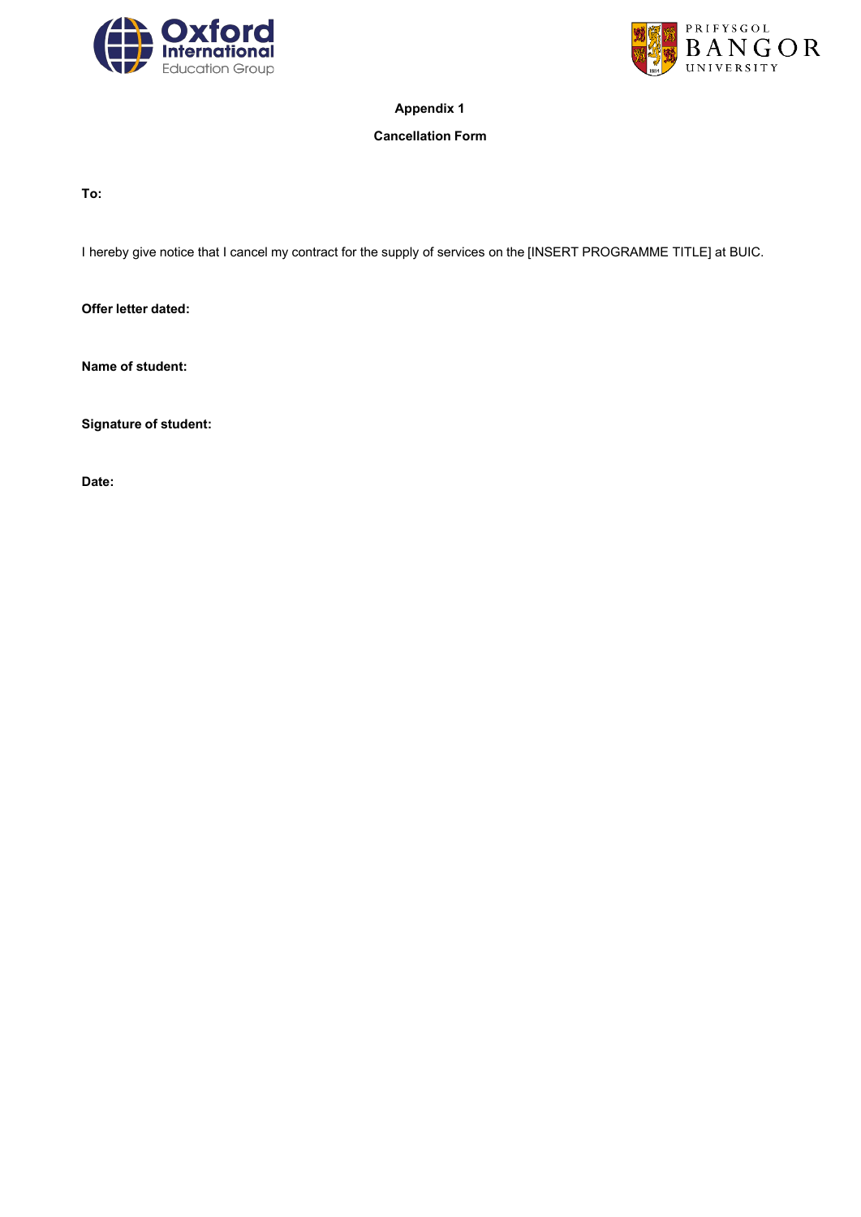**Appendix 1**

**Cancellation Form**

**To:**

I hereby give notice that I cancel my contract for the supply of services on the [INSERT PROGRAMME TITLE] at BUIC.

**Offer letter dated:**

**Name of student:**

**Signature of student:**

**Date:**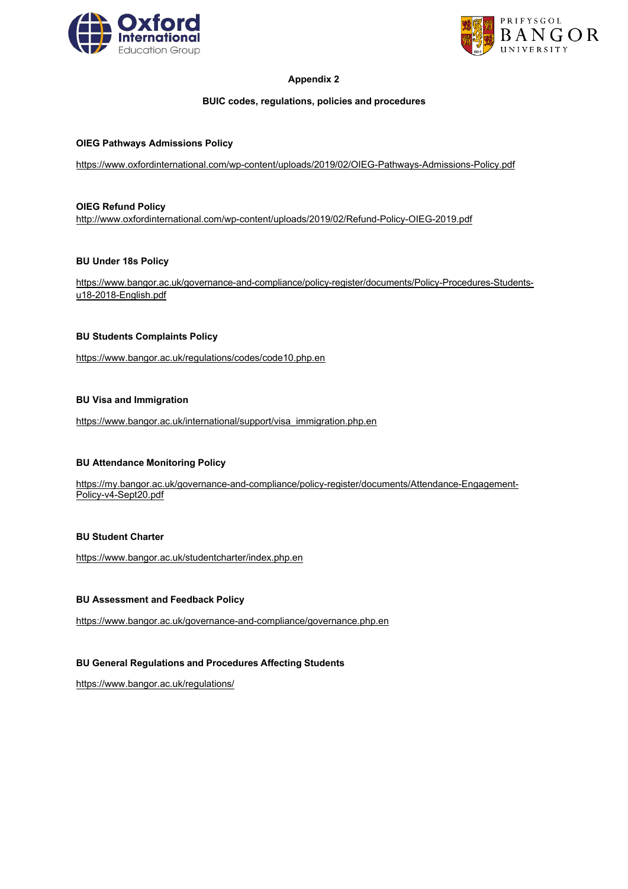## Appendix 2

### BUIC codes, regulations, policies and procedures

**OIEG Pathways Admissions Policy**

https://www.oxfordinternational.com/wp-content/uploads/2019/02/OIEG-Pathways-Admissions-Policy.pdf

**OIEG Refund Policy**

http://www.oxfordinternational.com/wp-content/uploads/2019/02/Refund-Policy-OIEG-2019.pdf

**BU Under 18s Policy**

https://www.bangor.ac.uk/governance-and-compliance/policy-register/documents/Policy-Procedures-Students-u18-2018-English.pdf

**BU Students Complaints Policy**

https://www.bangor.ac.uk/regulations/codes/code10.php.en

**BU Visa and Immigration**

https://www.bangor.ac.uk/international/support/visa_immigration.php.en

**BU Attendance Monitoring Policy**

https://my.bangor.ac.uk/governance-and-compliance/policy-register/documents/Attendance-Engagement-Policy-v4-Sept20.pdf

**BU Student Charter**

https://www.bangor.ac.uk/studentcharter/index.php.en

**BU Assessment and Feedback Policy**

https://www.bangor.ac.uk/governance-and-compliance/governance.php.en

**BU General Regulations and Procedures Affecting Students**

https://www.bangor.ac.uk/regulations/